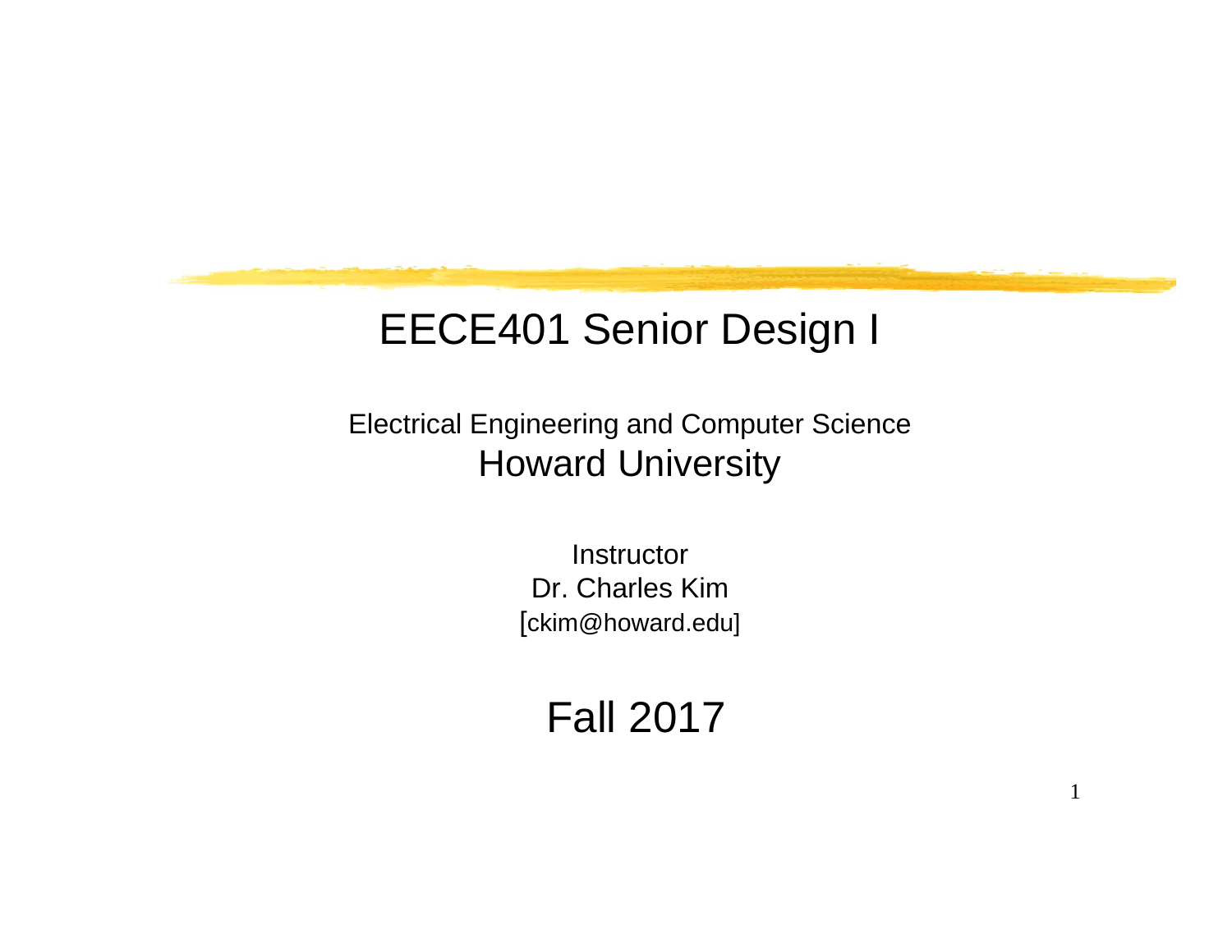# EECE401 Senior Design I

Electrical Engineering and Computer Science

Howard University

Instructor

Dr. Charles Kim

[ckim@howard.edu]

Fall 2017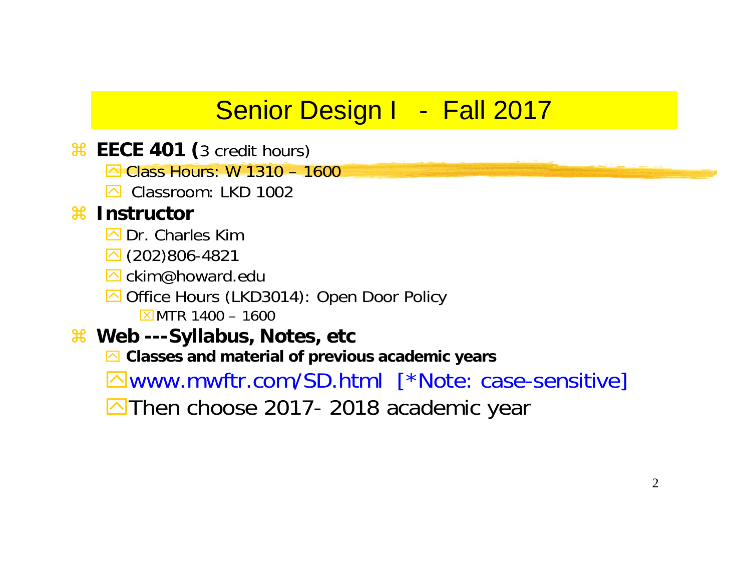# Senior Design I - Fall 2017

- **EECE 401 (**3 credit hours)
  - Class Hours: W 1310 – 1600
  - Classroom: LKD 1002
- **Instructor**
  - Dr. Charles Kim
  - (202)806-4821
  - ckim@howard.edu
  - Office Hours (LKD3014): Open Door Policy
    - MTR 1400 – 1600
- **Web ---Syllabus, Notes, etc**
  - **Classes and material of previous academic years**
  - www.mwftr.com/SD.html [*Note: case-sensitive]
  - Then choose 2017- 2018 academic year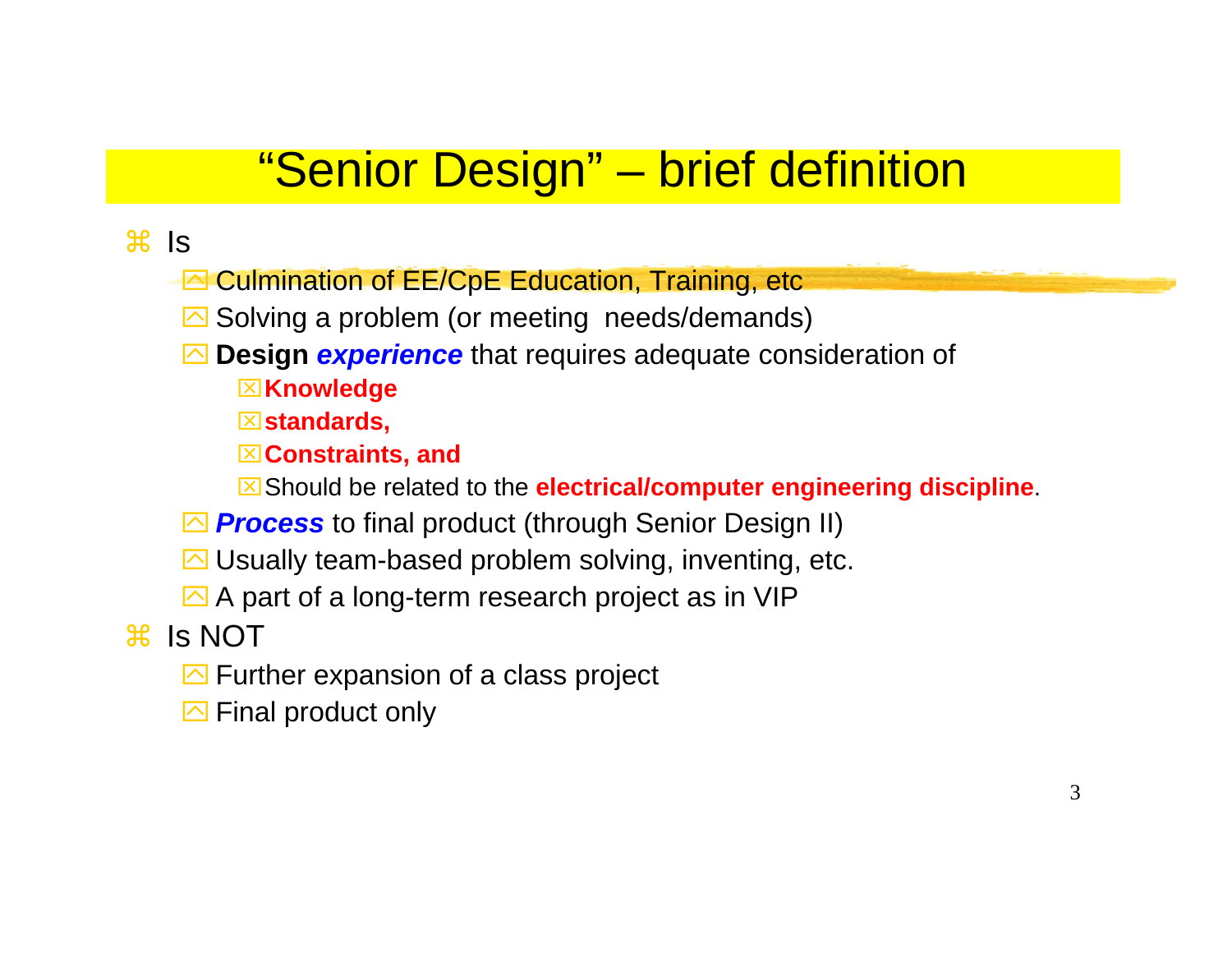# "Senior Design" – brief definition

- Is
  - Culmination of EE/CpE Education, Training, etc
  - Solving a problem (or meeting needs/demands)
  - **Design *experience*** that requires adequate consideration of
    - **Knowledge**
    - **standards,**
    - **Constraints, and**
    - Should be related to the **electrical/computer engineering discipline**.
  - ***Process*** to final product (through Senior Design II)
  - Usually team-based problem solving, inventing, etc.
  - A part of a long-term research project as in VIP
- Is NOT
  - Further expansion of a class project
  - Final product only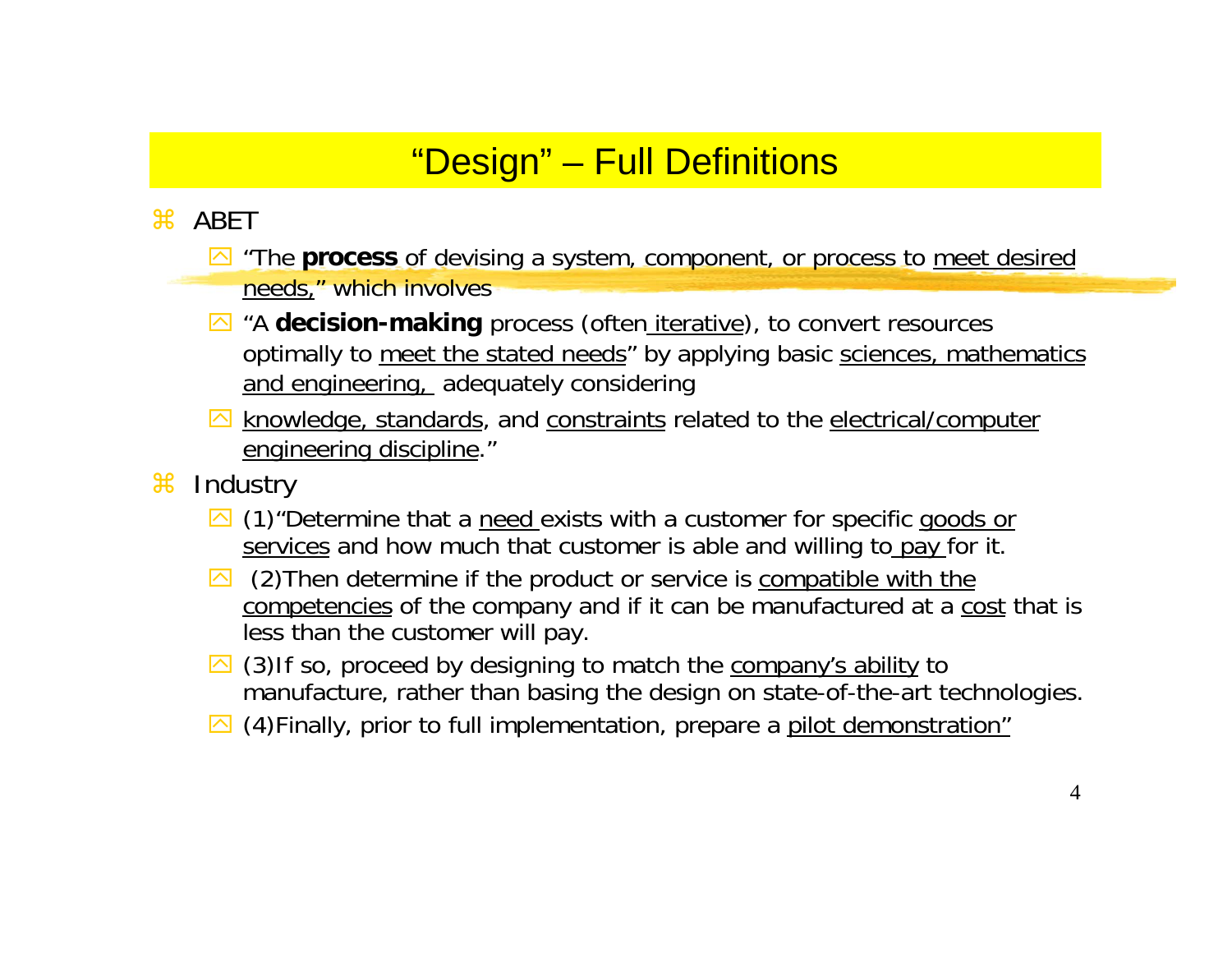# "Design" – Full Definitions

- ABET
  - "The **process** of devising a system, component, or process to meet desired needs," which involves
  - "A **decision-making** process (often iterative), to convert resources optimally to meet the stated needs" by applying basic sciences, mathematics and engineering, adequately considering
  - knowledge, standards, and constraints related to the electrical/computer engineering discipline."
- Industry
  - (1)"Determine that a need exists with a customer for specific goods or services and how much that customer is able and willing to pay for it.
  - (2)Then determine if the product or service is compatible with the competencies of the company and if it can be manufactured at a cost that is less than the customer will pay.
  - (3)If so, proceed by designing to match the company's ability to manufacture, rather than basing the design on state-of-the-art technologies.
  - (4)Finally, prior to full implementation, prepare a pilot demonstration"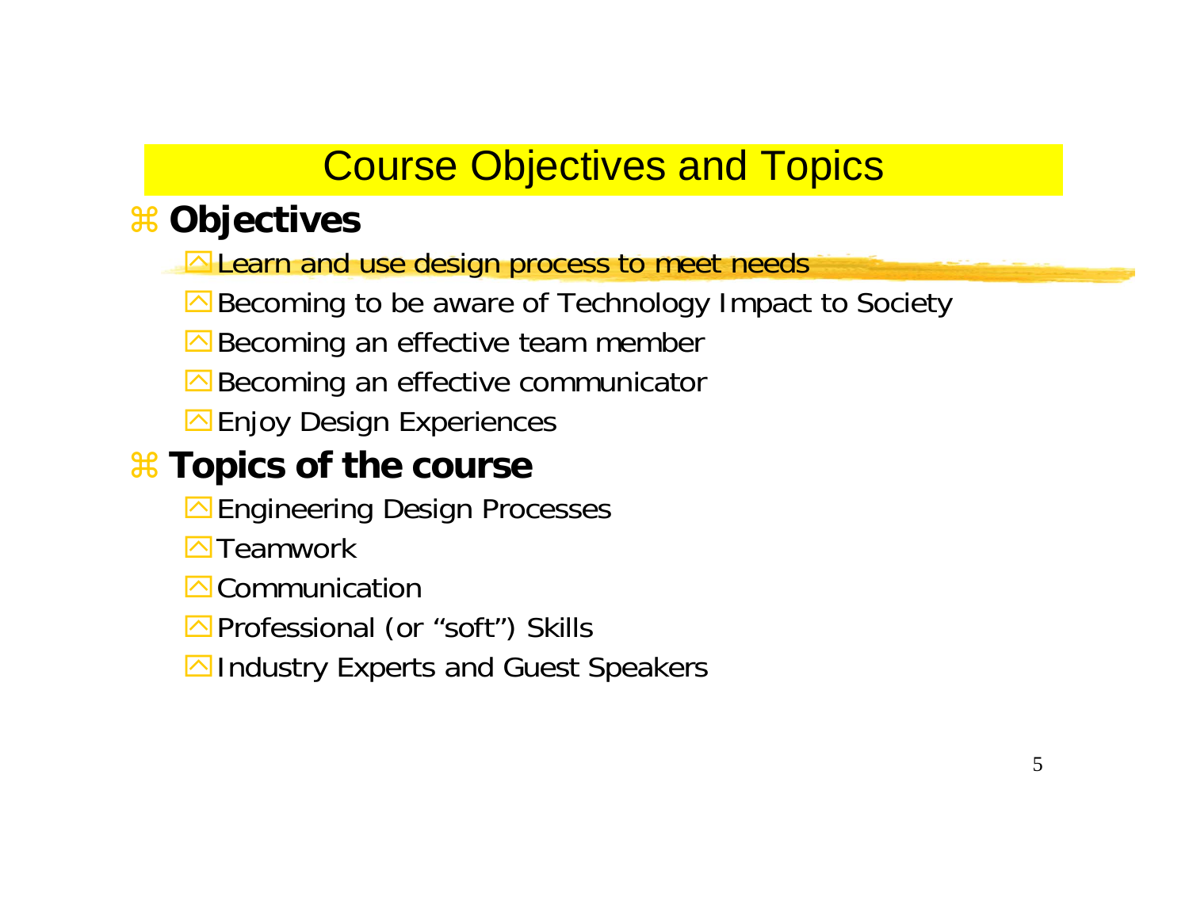# Course Objectives and Topics

- **Objectives**
  - Learn and use design process to meet needs
  - Becoming to be aware of Technology Impact to Society
  - Becoming an effective team member
  - Becoming an effective communicator
  - Enjoy Design Experiences
- **Topics of the course**
  - Engineering Design Processes
  - Teamwork
  - Communication
  - Professional (or “soft”) Skills
  - Industry Experts and Guest Speakers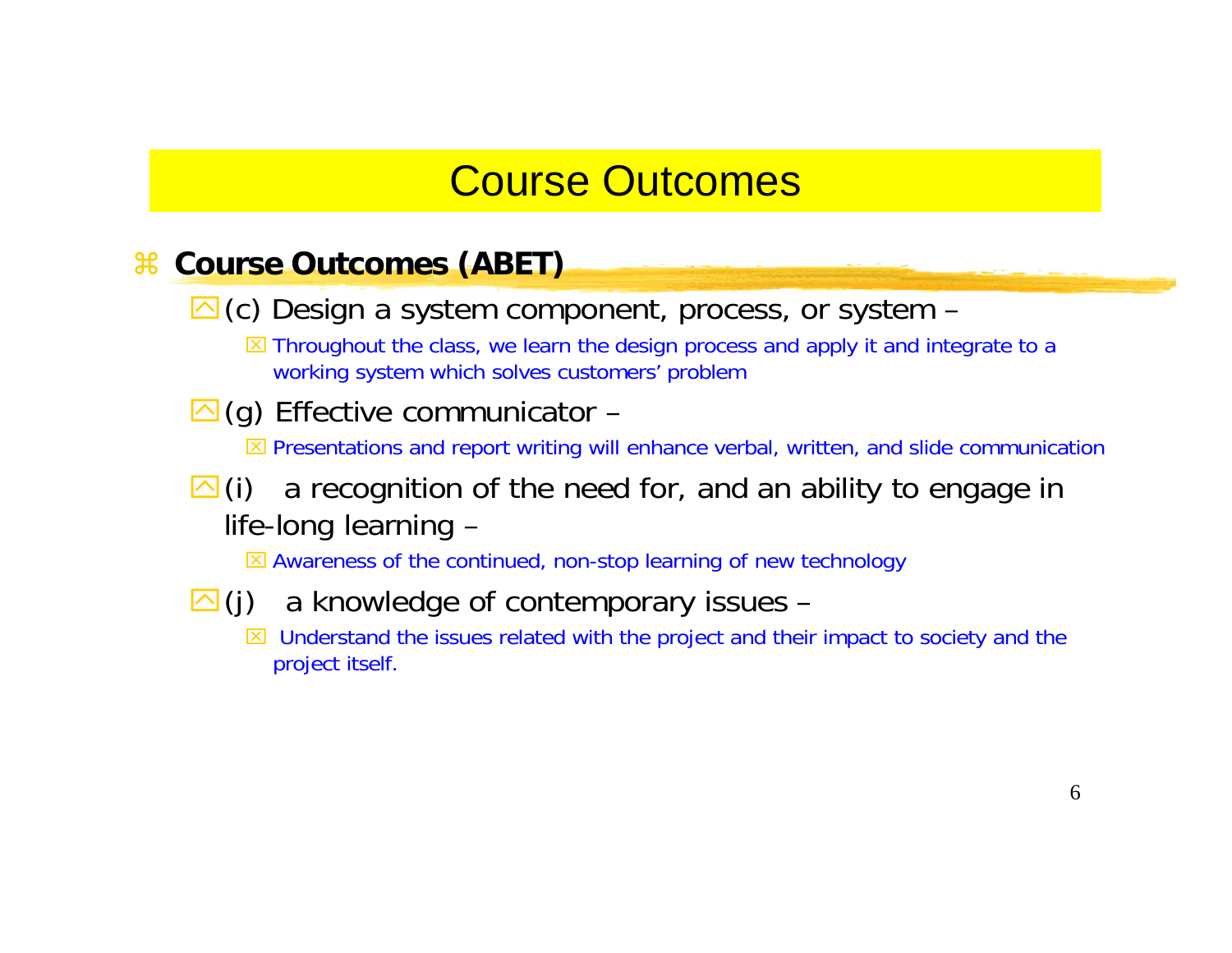# Course Outcomes

- **Course Outcomes (ABET)**
  - (c) Design a system component, process, or system –
    - Throughout the class, we learn the design process and apply it and integrate to a working system which solves customers' problem
  - (g) Effective communicator –
    - Presentations and report writing will enhance verbal, written, and slide communication
  - (i) a recognition of the need for, and an ability to engage in life-long learning –
    - Awareness of the continued, non-stop learning of new technology
  - (j) a knowledge of contemporary issues –
    - Understand the issues related with the project and their impact to society and the project itself.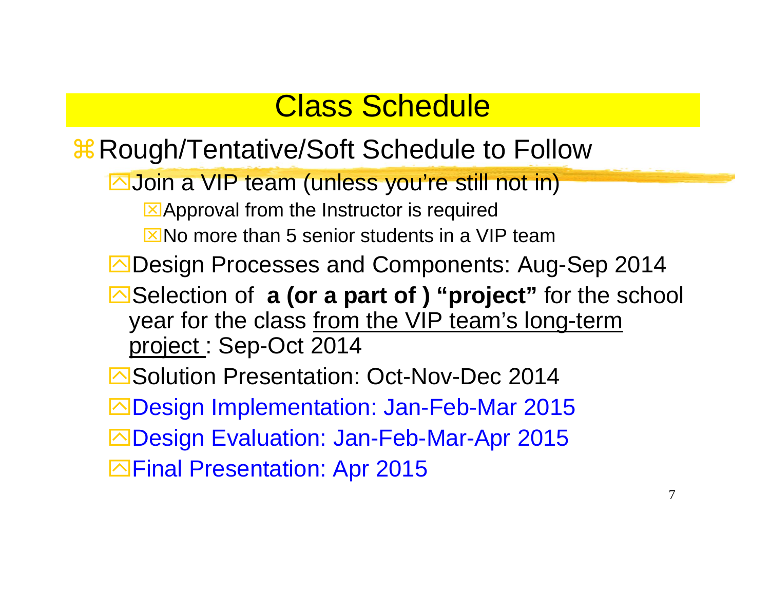# Class Schedule

- Rough/Tentative/Soft Schedule to Follow
  - Join a VIP team (unless you're still not in)
    - Approval from the Instructor is required
    - No more than 5 senior students in a VIP team
  - Design Processes and Components: Aug-Sep 2014
  - Selection of **a (or a part of ) "project"** for the school year for the class from the VIP team's long-term project : Sep-Oct 2014
  - Solution Presentation: Oct-Nov-Dec 2014
  - Design Implementation: Jan-Feb-Mar 2015
  - Design Evaluation: Jan-Feb-Mar-Apr 2015
  - Final Presentation: Apr 2015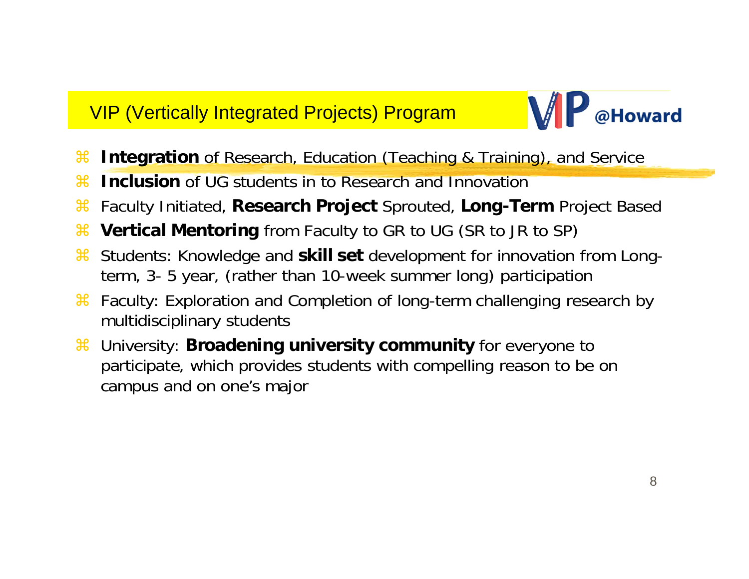## VIP (Vertically Integrated Projects) Program

VIP @Howard

- **Integration** of Research, Education (Teaching & Training), and Service
- **Inclusion** of UG students in to Research and Innovation
- Faculty Initiated, **Research Project** Sprouted, **Long-Term** Project Based
- **Vertical Mentoring** from Faculty to GR to UG (SR to JR to SP)
- Students: Knowledge and **skill set** development for innovation from Long-term, 3- 5 year, (rather than 10-week summer long) participation
- Faculty: Exploration and Completion of long-term challenging research by multidisciplinary students
- University: **Broadening university community** for everyone to participate, which provides students with compelling reason to be on campus and on one's major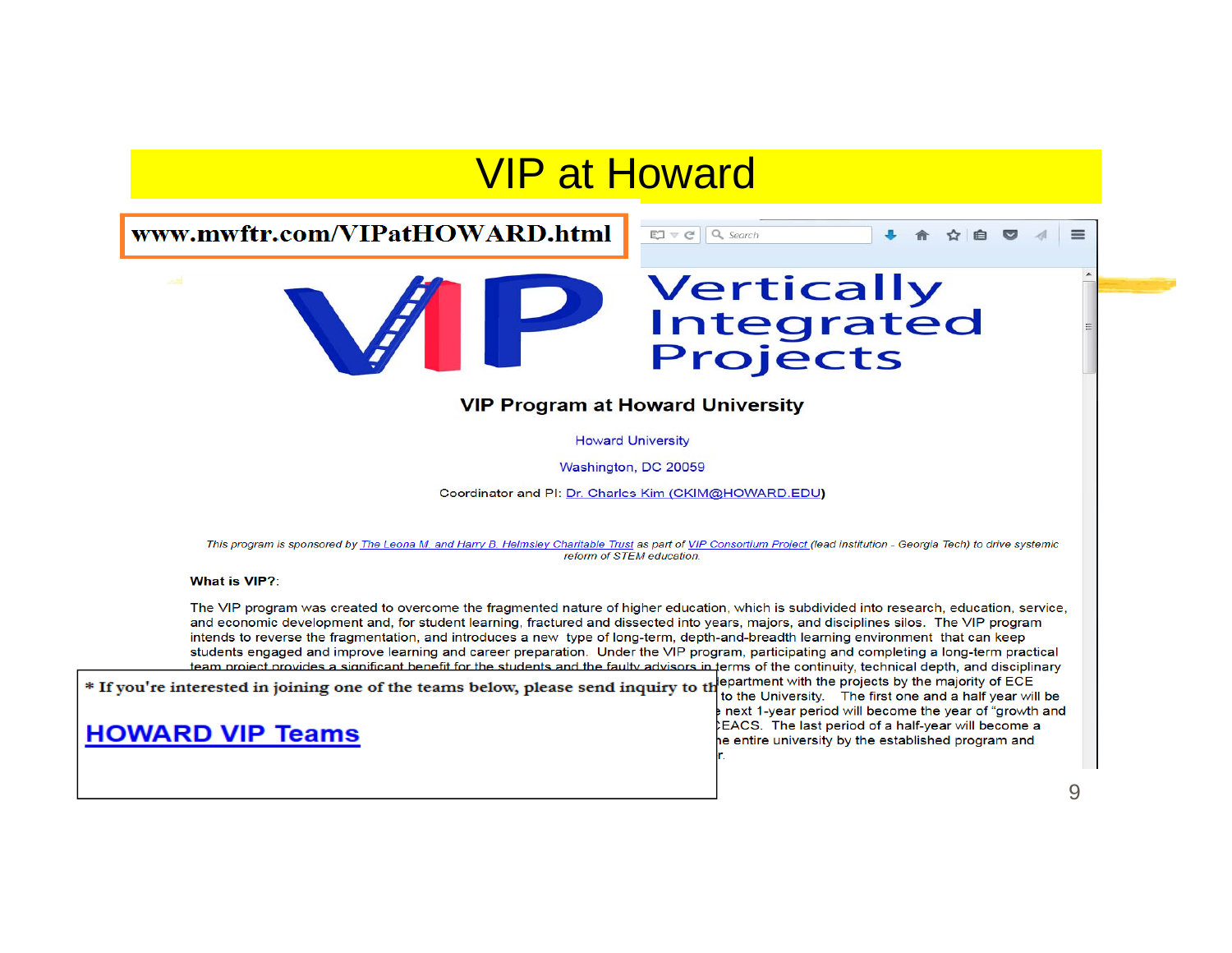# VIP at Howard

www.mwftr.com/VIPatHOWARD.html

VIP Vertically Integrated Projects

**VIP Program at Howard University**

Howard University

Washington, DC 20059

Coordinator and PI: Dr. Charles Kim (CKIM@HOWARD.EDU)

*This program is sponsored by The Leona M. and Harry B. Helmsley Charitable Trust as part of VIP Consortium Project (lead institution - Georgia Tech) to drive systemic reform of STEM education.*

**What is VIP?**:

The VIP program was created to overcome the fragmented nature of higher education, which is subdivided into research, education, service, and economic development and, for student learning, fractured and dissected into years, majors, and disciplines silos. The VIP program intends to reverse the fragmentation, and introduces a new type of long-term, depth-and-breadth learning environment that can keep students engaged and improve learning and career preparation. Under the VIP program, participating and completing a long-term practical team project provides a significant benefit for the students and the faulty advisors in terms of the continuity, technical depth, and disciplinary ...epartment with the projects by the majority of ECE ... to the University. The first one and a half year will be ... next 1-year period will become the year of "growth and ...EACS. The last period of a half-year will become a ... e entire university by the established program and ...r.

\* If you're interested in joining one of the teams below, please send inquiry to th...

**HOWARD VIP Teams**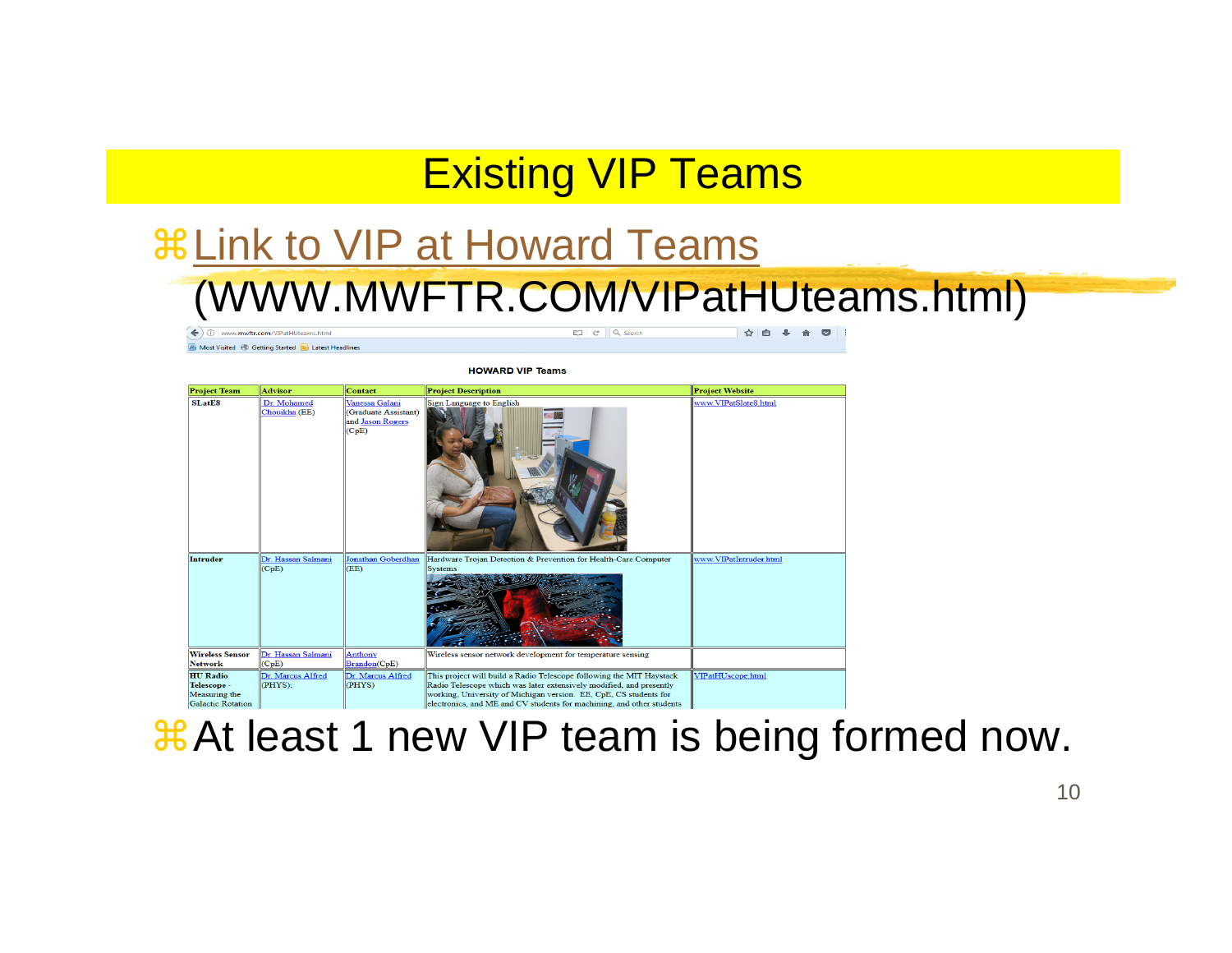# Existing VIP Teams

- Link to VIP at Howard Teams (WWW.MWFTR.COM/VIPatHUteams.html)

HOWARD VIP Teams

| Project Team | Advisor | Contact | Project Description | Project Website |
| --- | --- | --- | --- | --- |
| SLatE8 | Dr. Mohamed Chouikha (EE) | Vanessa Galani (Graduate Assistant) and Jason Rogers (CpE) | Sign Language to English | www.VIPatSlate8.html |
| Intruder | Dr. Hassan Salmani (CpE) | Jonathan Goberdhan (EE) | Hardware Trojan Detection & Prevention for Health-Care Computer Systems | www.VIPatIntruder.html |
| Wireless Sensor Network | Dr. Hassan Salmani (CpE) | Anthony Brandon(CpE) | Wireless sensor network development for temperature sensing | |
| HU Radio Telescope - Measuring the Galactic Rotation | Dr. Marcus Alfred (PHYS): | Dr. Marcus Alfred (PHYS) | This project will build a Radio Telescope following the MIT Haystack Radio Telescope which was later extensively modified, and presently working, University of Michigan version. EE, CpE, CS students for electronics, and ME and CV students for machining, and other students | VIPatHUscope.html |

- At least 1 new VIP team is being formed now.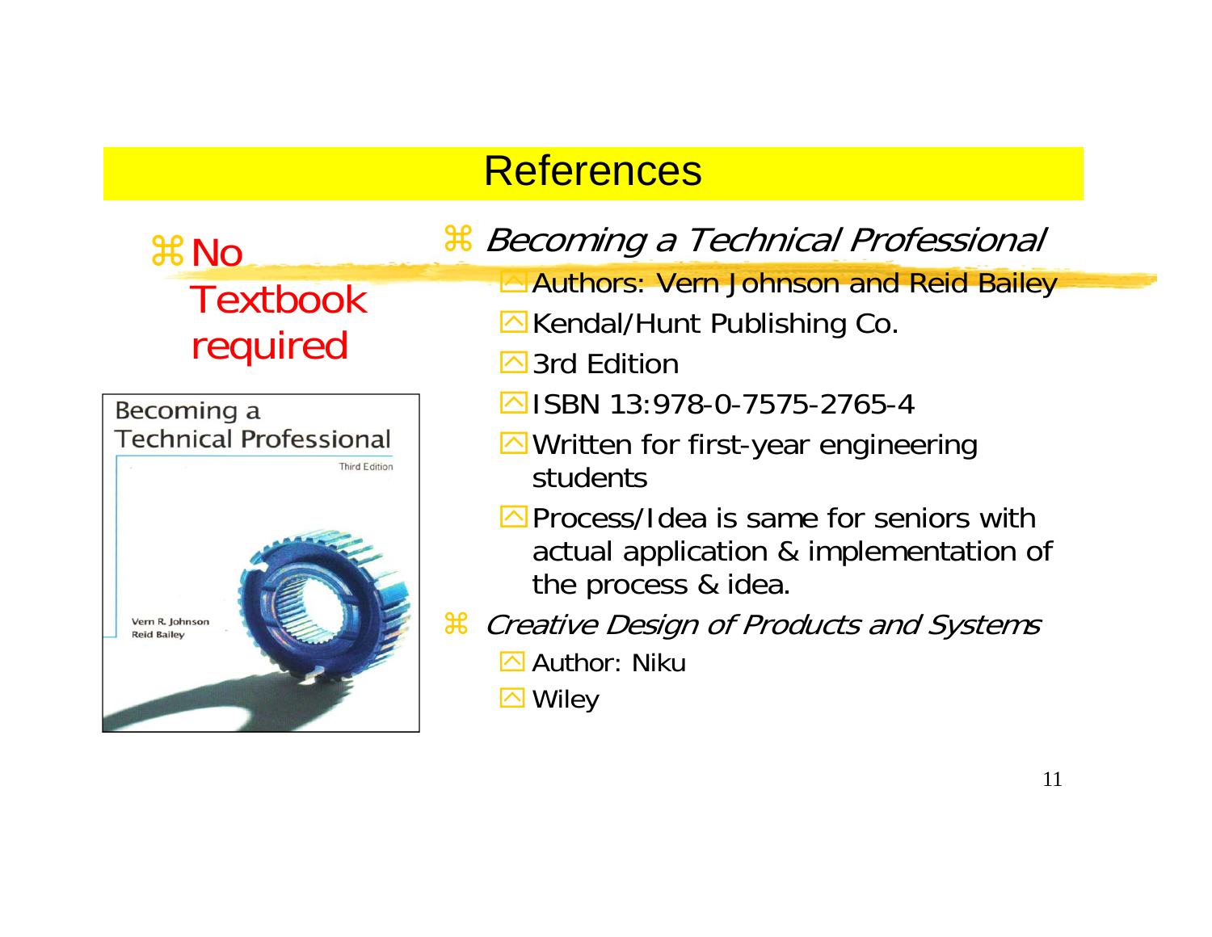# References

- No Textbook required

- *Becoming a Technical Professional*
  - Authors: Vern Johnson and Reid Bailey
  - Kendal/Hunt Publishing Co.
  - 3rd Edition
  - ISBN 13:978-0-7575-2765-4
  - Written for first-year engineering students
  - Process/Idea is same for seniors with actual application & implementation of the process & idea.
- *Creative Design of Products and Systems*
  - Author: Niku
  - Wiley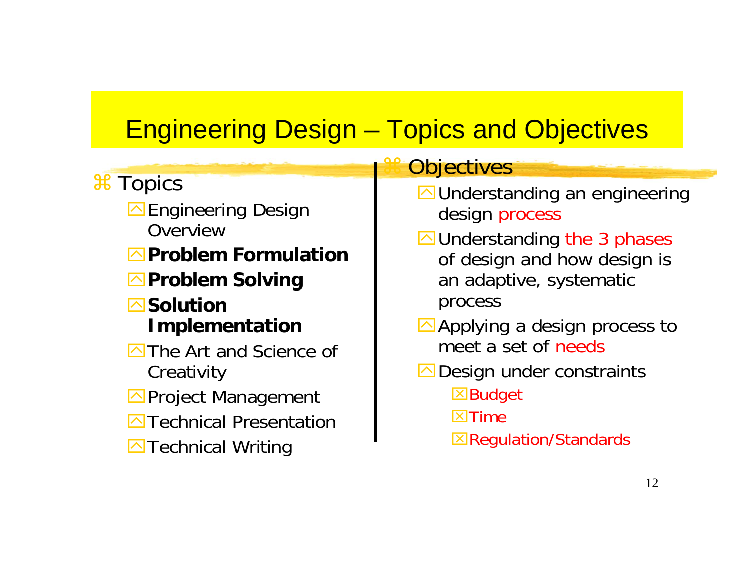# Engineering Design – Topics and Objectives

- Topics
  - Engineering Design Overview
  - **Problem Formulation**
  - **Problem Solving**
  - **Solution Implementation**
  - The Art and Science of Creativity
  - Project Management
  - Technical Presentation
  - Technical Writing

- Objectives
  - Understanding an engineering design process
  - Understanding the 3 phases of design and how design is an adaptive, systematic process
  - Applying a design process to meet a set of needs
  - Design under constraints
    - Budget
    - Time
    - Regulation/Standards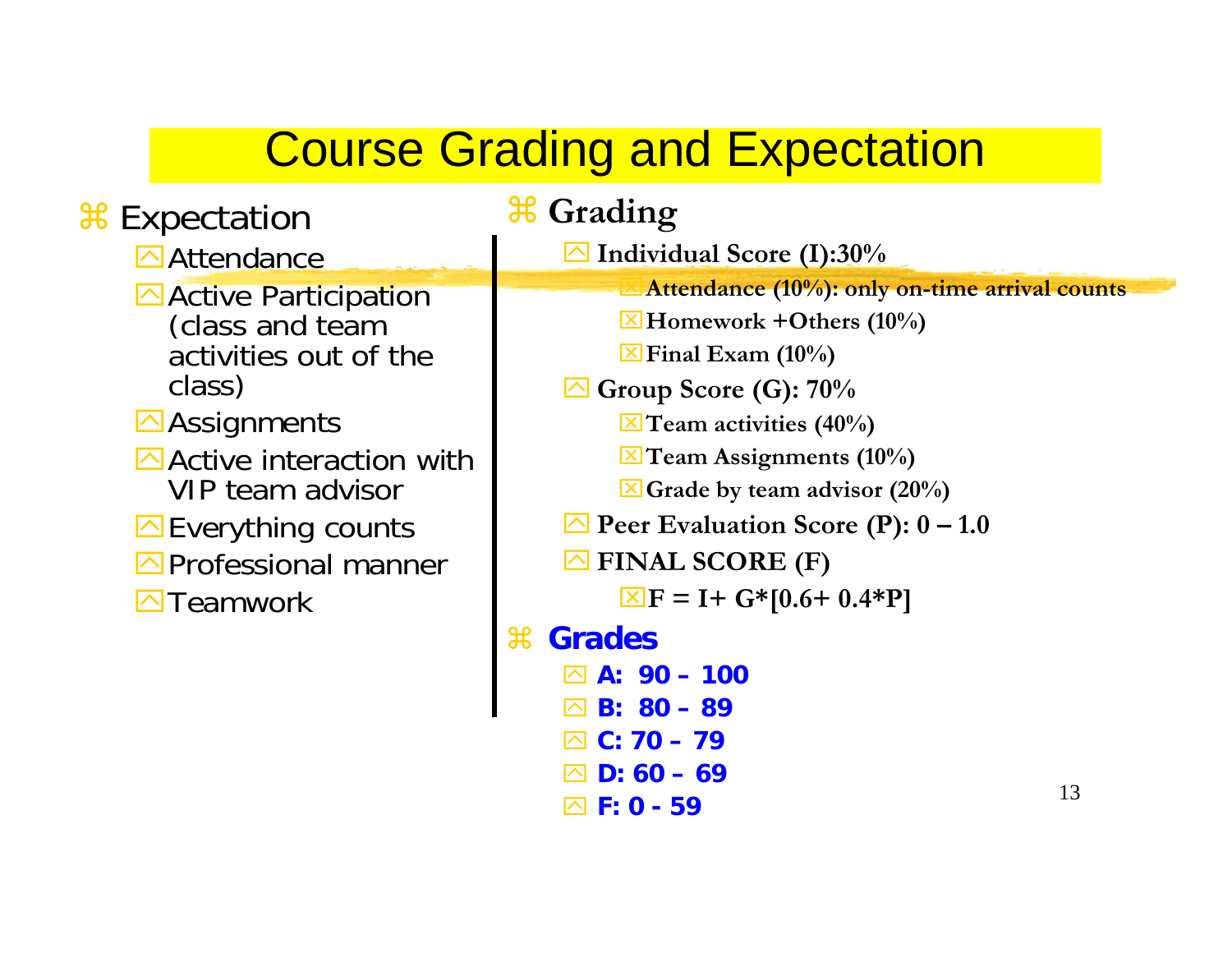# Course Grading and Expectation

## Expectation

- Attendance
- Active Participation (class and team activities out of the class)
- Assignments
- Active interaction with VIP team advisor
- Everything counts
- Professional manner
- Teamwork

## Grading

- **Individual Score (I):30%**
  - **Attendance (10%): only on-time arrival counts**
  - **Homework +Others (10%)**
  - **Final Exam (10%)**
- **Group Score (G): 70%**
  - **Team activities (40%)**
  - **Team Assignments (10%)**
  - **Grade by team advisor (20%)**
- **Peer Evaluation Score (P): 0 – 1.0**
- **FINAL SCORE (F)**
  - **F = I+ G*[0.6+ 0.4*P]**

## Grades

- **A: 90 – 100**
- **B: 80 – 89**
- **C: 70 – 79**
- **D: 60 – 69**
- **F: 0 - 59**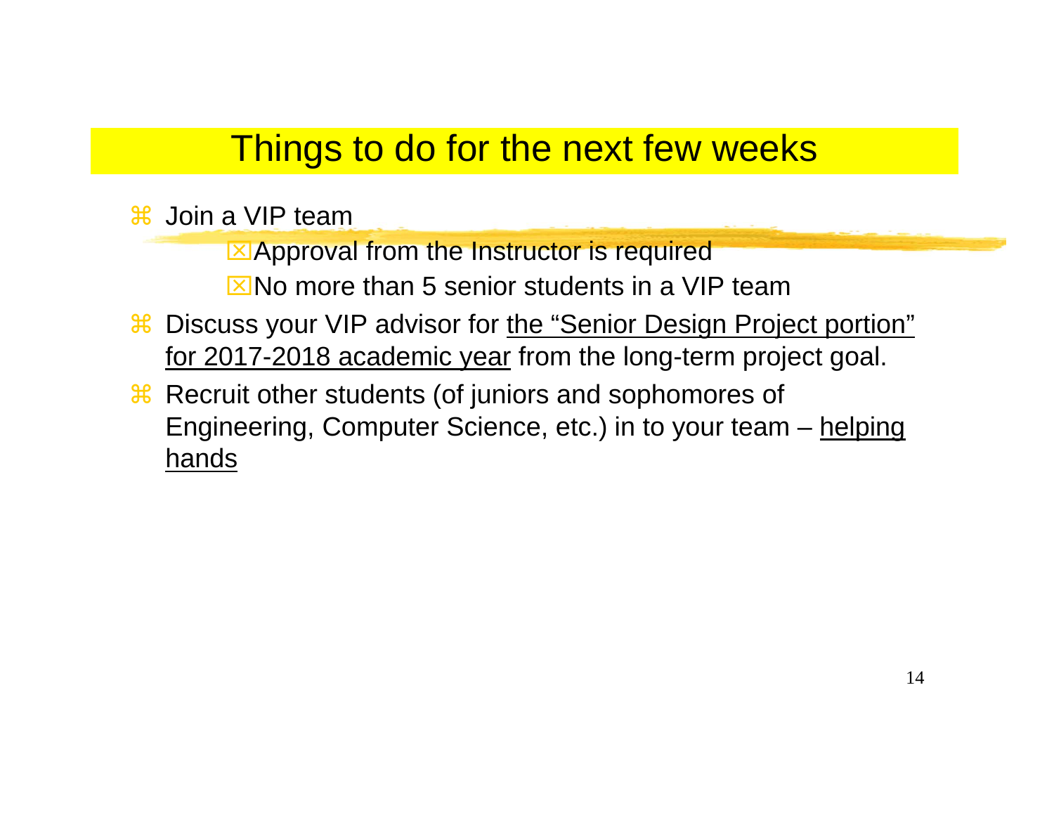## Things to do for the next few weeks

- Join a VIP team
  - Approval from the Instructor is required
  - No more than 5 senior students in a VIP team
- Discuss your VIP advisor for the "Senior Design Project portion" for 2017-2018 academic year from the long-term project goal.
- Recruit other students (of juniors and sophomores of Engineering, Computer Science, etc.) in to your team – helping hands